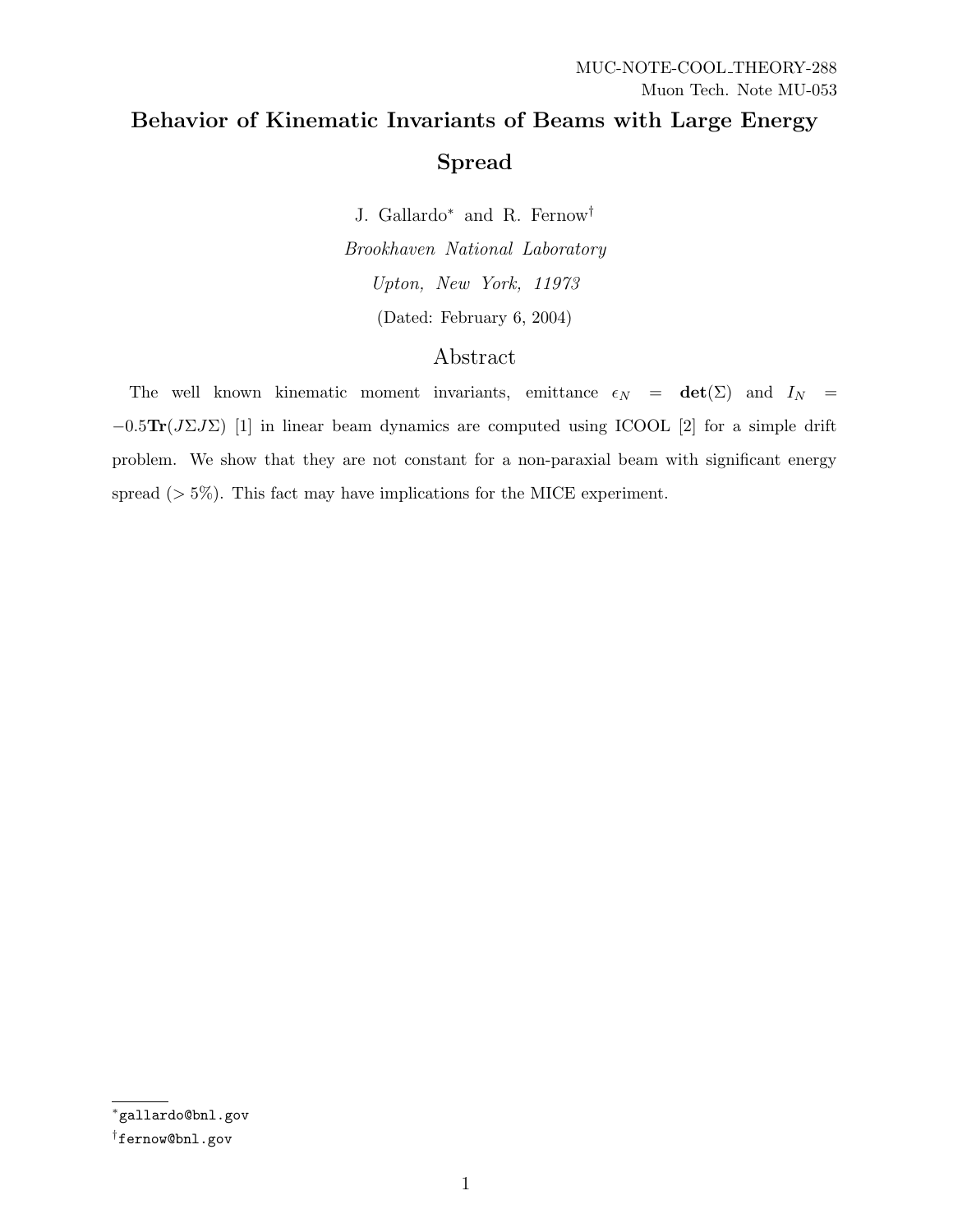MUC-NOTE-COOL_THEORY-288

Muon Tech. Note MU-053

# Behavior of Kinematic Invariants of Beams with Large Energy Spread

J. Gallardo* and R. Fernow†

*Brookhaven National Laboratory*

*Upton, New York, 11973*

(Dated: February 6, 2004)

## Abstract

The well known kinematic moment invariants, emittance $\epsilon_N = \mathbf{det}(\Sigma)$ and $I_N = -0.5\mathbf{Tr}(J\Sigma J\Sigma)$ [1] in linear beam dynamics are computed using ICOOL [2] for a simple drift problem. We show that they are not constant for a non-paraxial beam with significant energy spread ($> 5\%$). This fact may have implications for the MICE experiment.

---

*gallardo@bnl.gov

†fernow@bnl.gov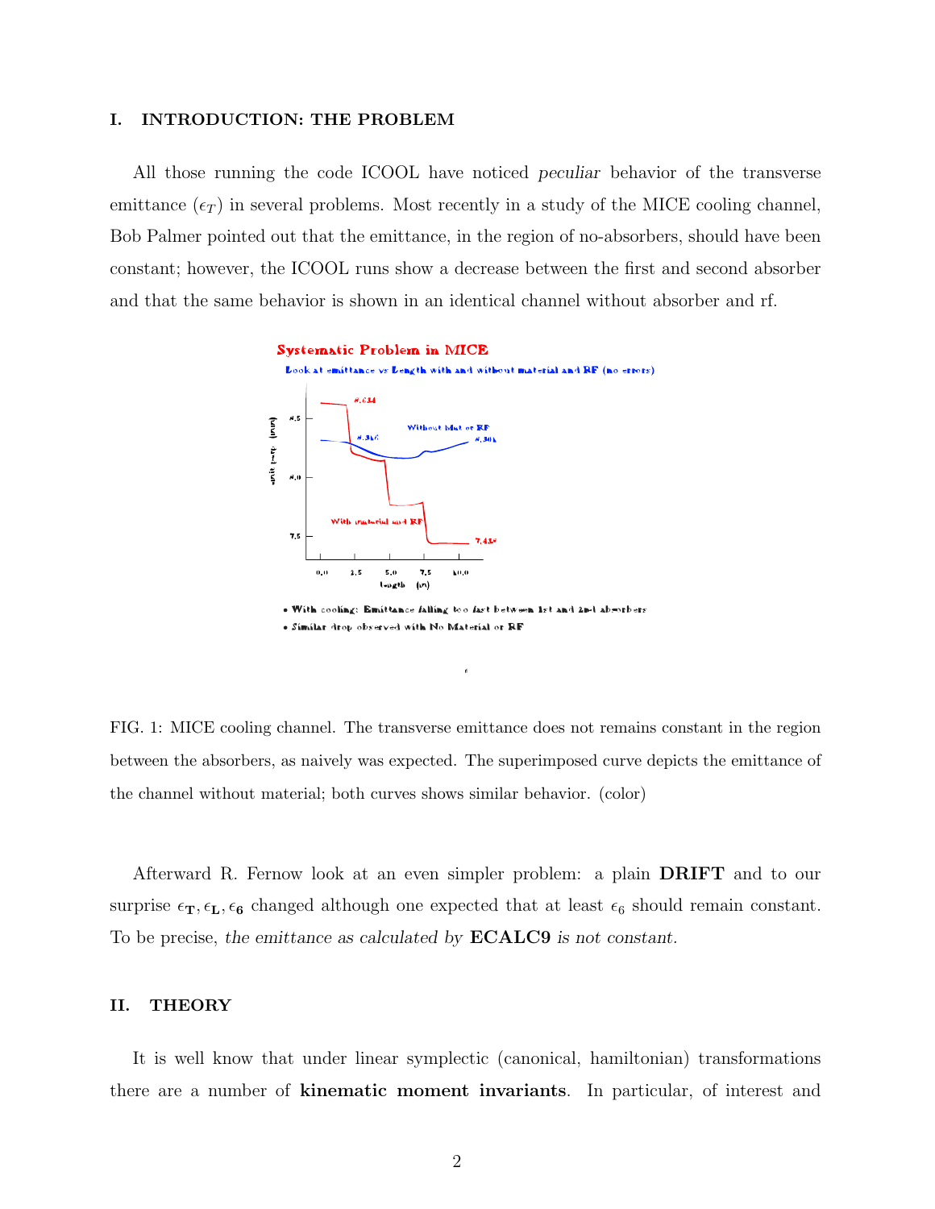## I. INTRODUCTION: THE PROBLEM

All those running the code ICOOL have noticed *peculiar* behavior of the transverse emittance ($\epsilon_T$) in several problems. Most recently in a study of the MICE cooling channel, Bob Palmer pointed out that the emittance, in the region of no-absorbers, should have been constant; however, the ICOOL runs show a decrease between the first and second absorber and that the same behavior is shown in an identical channel without absorber and rf.

FIG. 1: MICE cooling channel. The transverse emittance does not remains constant in the region between the absorbers, as naively was expected. The superimposed curve depicts the emittance of the channel without material; both curves shows similar behavior. (color)

Afterward R. Fernow look at an even simpler problem: a plain **DRIFT** and to our surprise $\epsilon_{\mathbf{T}}, \epsilon_{\mathbf{L}}, \epsilon_{\mathbf{6}}$ changed although one expected that at least $\epsilon_6$ should remain constant. To be precise, *the emittance as calculated by* **ECALC9** *is not constant.*

## II. THEORY

It is well know that under linear symplectic (canonical, hamiltonian) transformations there are a number of **kinematic moment invariants**. In particular, of interest and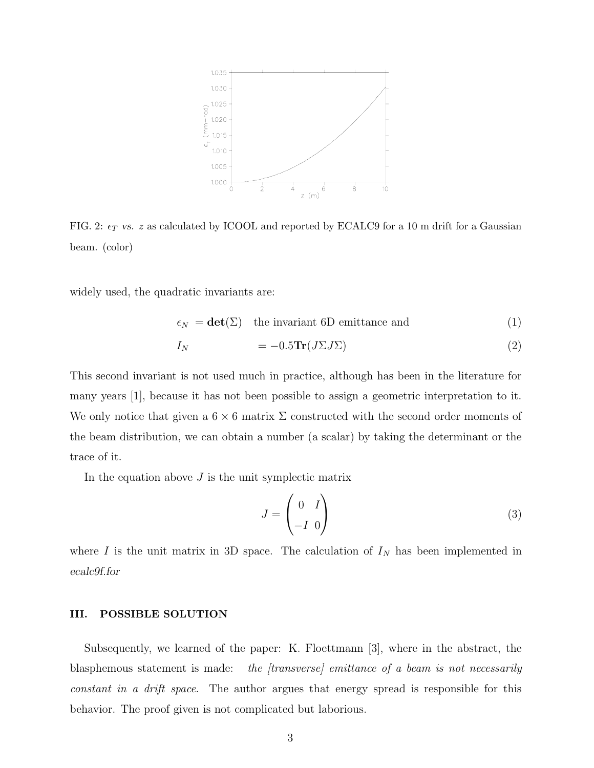FIG. 2: $\epsilon_T$ *vs.* $z$ as calculated by ICOOL and reported by ECALC9 for a 10 m drift for a Gaussian beam. (color)

widely used, the quadratic invariants are:

$$\epsilon_N = \mathbf{det}(\Sigma) \quad \text{the invariant 6D emittance and} \tag{1}$$

$$I_N = -0.5\mathbf{Tr}(J\Sigma J\Sigma) \tag{2}$$

This second invariant is not used much in practice, although has been in the literature for many years [1], because it has not been possible to assign a geometric interpretation to it. We only notice that given a $6 \times 6$ matrix $\Sigma$ constructed with the second order moments of the beam distribution, we can obtain a number (a scalar) by taking the determinant or the trace of it.

In the equation above $J$ is the unit symplectic matrix

$$J = \begin{pmatrix} 0 & I \\ -I & 0 \end{pmatrix} \tag{3}$$

where $I$ is the unit matrix in 3D space. The calculation of $I_N$ has been implemented in *ecalc9f.for*

## III. POSSIBLE SOLUTION

Subsequently, we learned of the paper: K. Floettmann [3], where in the abstract, the blasphemous statement is made: *the [transverse] emittance of a beam is not necessarily constant in a drift space*. The author argues that energy spread is responsible for this behavior. The proof given is not complicated but laborious.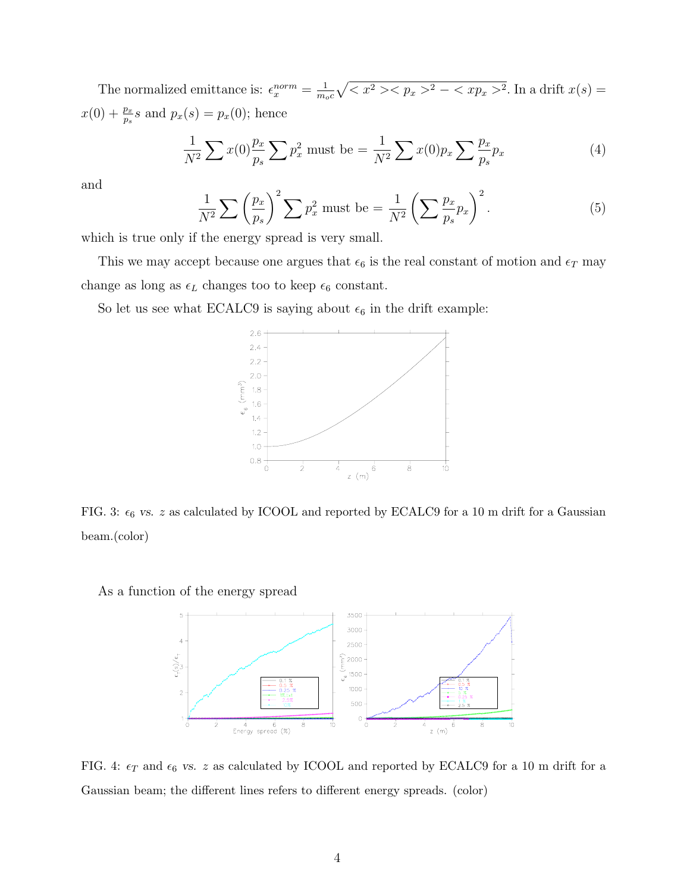The normalized emittance is: $\epsilon_x^{norm} = \frac{1}{m_o c}\sqrt{<x^2><p_x>^2 - <xp_x>^2}$. In a drift $x(s) = x(0) + \frac{p_x}{p_s}s$ and $p_x(s) = p_x(0)$; hence

$$\frac{1}{N^2}\sum x(0)\frac{p_x}{p_s}\sum p_x^2 \text{ must be } = \frac{1}{N^2}\sum x(0)p_x \sum \frac{p_x}{p_s}p_x \tag{4}$$

and

$$\frac{1}{N^2}\sum \left(\frac{p_x}{p_s}\right)^2 \sum p_x^2 \text{ must be } = \frac{1}{N^2}\left(\sum \frac{p_x}{p_s}p_x\right)^2. \tag{5}$$

which is true only if the energy spread is very small.

This we may accept because one argues that $\epsilon_6$ is the real constant of motion and $\epsilon_T$ may change as long as $\epsilon_L$ changes too to keep $\epsilon_6$ constant.

So let us see what ECALC9 is saying about $\epsilon_6$ in the drift example:

FIG. 3: $\epsilon_6$ *vs.* $z$ as calculated by ICOOL and reported by ECALC9 for a 10 m drift for a Gaussian beam.(color)

As a function of the energy spread

FIG. 4: $\epsilon_T$ and $\epsilon_6$ *vs.* $z$ as calculated by ICOOL and reported by ECALC9 for a 10 m drift for a Gaussian beam; the different lines refers to different energy spreads. (color)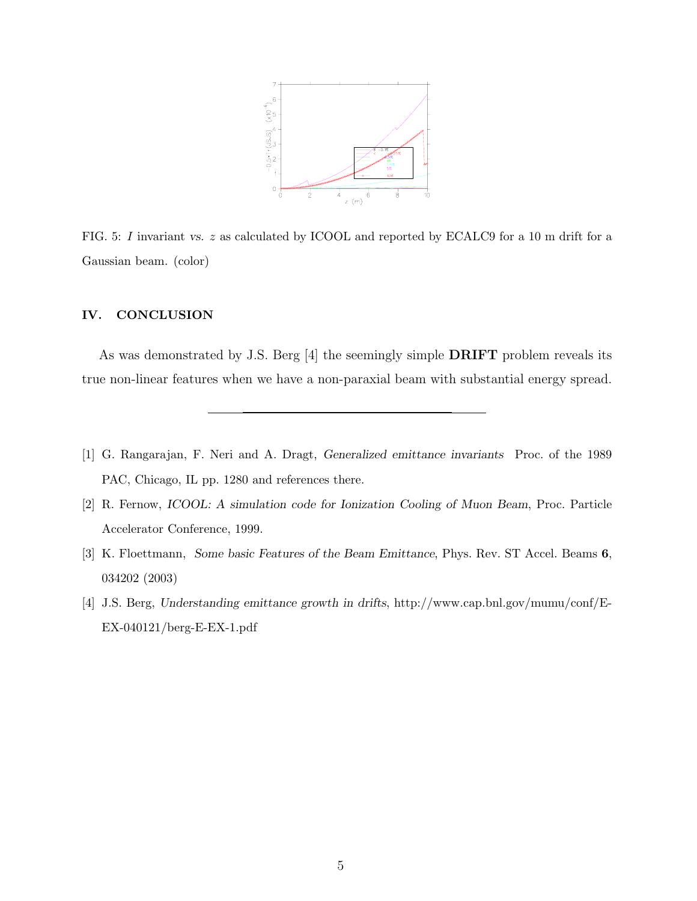0 2 4 6 8 10

z (m)

$-0.5*\mathrm{Tr}(JSJS)$ $(\times 10^{-8})$

0 1 2 3 4 5 6 7

FIG. 5: *I* invariant *vs.* *z* as calculated by ICOOL and reported by ECALC9 for a 10 m drift for a Gaussian beam. (color)

## IV. CONCLUSION

As was demonstrated by J.S. Berg [4] the seemingly simple **DRIFT** problem reveals its true non-linear features when we have a non-paraxial beam with substantial energy spread.

---

[1] G. Rangarajan, F. Neri and A. Dragt, *Generalized emittance invariants* Proc. of the 1989 PAC, Chicago, IL pp. 1280 and references there.

[2] R. Fernow, *ICOOL: A simulation code for Ionization Cooling of Muon Beam*, Proc. Particle Accelerator Conference, 1999.

[3] K. Floettmann, *Some basic Features of the Beam Emittance*, Phys. Rev. ST Accel. Beams **6**, 034202 (2003)

[4] J.S. Berg, *Understanding emittance growth in drifts*, http://www.cap.bnl.gov/mumu/conf/E-EX-040121/berg-E-EX-1.pdf